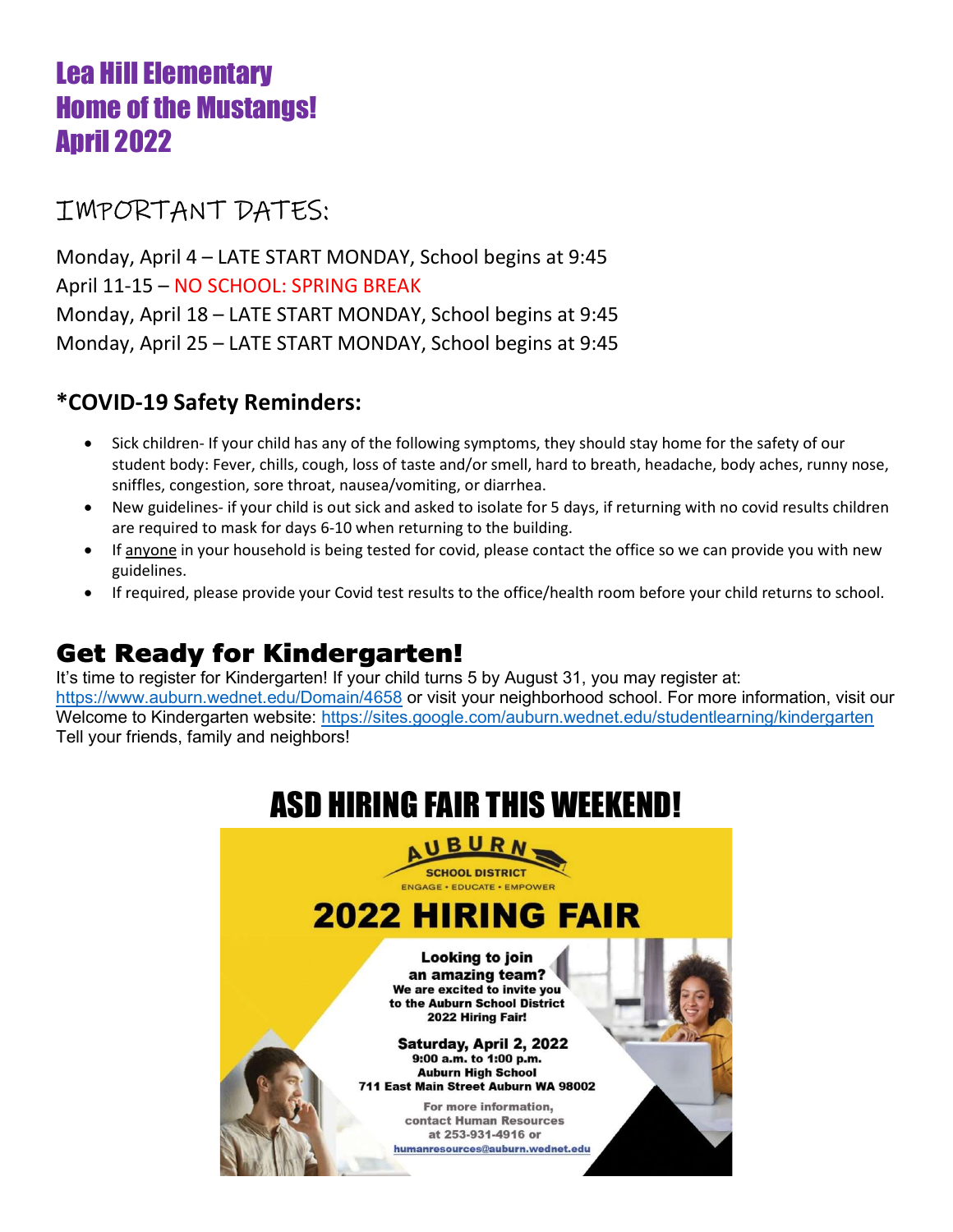# Lea Hill Elementary
# Home of the Mustangs!
# April 2022

## IMPORTANT DATES:

Monday, April 4 – LATE START MONDAY, School begins at 9:45
April 11-15 – NO SCHOOL: SPRING BREAK
Monday, April 18 – LATE START MONDAY, School begins at 9:45
Monday, April 25 – LATE START MONDAY, School begins at 9:45

## *COVID-19 Safety Reminders:

- Sick children- If your child has any of the following symptoms, they should stay home for the safety of our student body: Fever, chills, cough, loss of taste and/or smell, hard to breath, headache, body aches, runny nose, sniffles, congestion, sore throat, nausea/vomiting, or diarrhea.
- New guidelines- if your child is out sick and asked to isolate for 5 days, if returning with no covid results children are required to mask for days 6-10 when returning to the building.
- If anyone in your household is being tested for covid, please contact the office so we can provide you with new guidelines.
- If required, please provide your Covid test results to the office/health room before your child returns to school.

## Get Ready for Kindergarten!

It's time to register for Kindergarten! If your child turns 5 by August 31, you may register at: https://www.auburn.wednet.edu/Domain/4658 or visit your neighborhood school. For more information, visit our Welcome to Kindergarten website: https://sites.google.com/auburn.wednet.edu/studentlearning/kindergarten
Tell your friends, family and neighbors!

## ASD HIRING FAIR THIS WEEKEND!

AUBURN SCHOOL DISTRICT
ENGAGE • EDUCATE • EMPOWER

**2022 HIRING FAIR**

**Looking to join an amazing team?**
We are excited to invite you to the Auburn School District 2022 Hiring Fair!

**Saturday, April 2, 2022**
9:00 a.m. to 1:00 p.m.
Auburn High School
711 East Main Street Auburn WA 98002

For more information, contact Human Resources at 253-931-4916 or humanresources@auburn.wednet.edu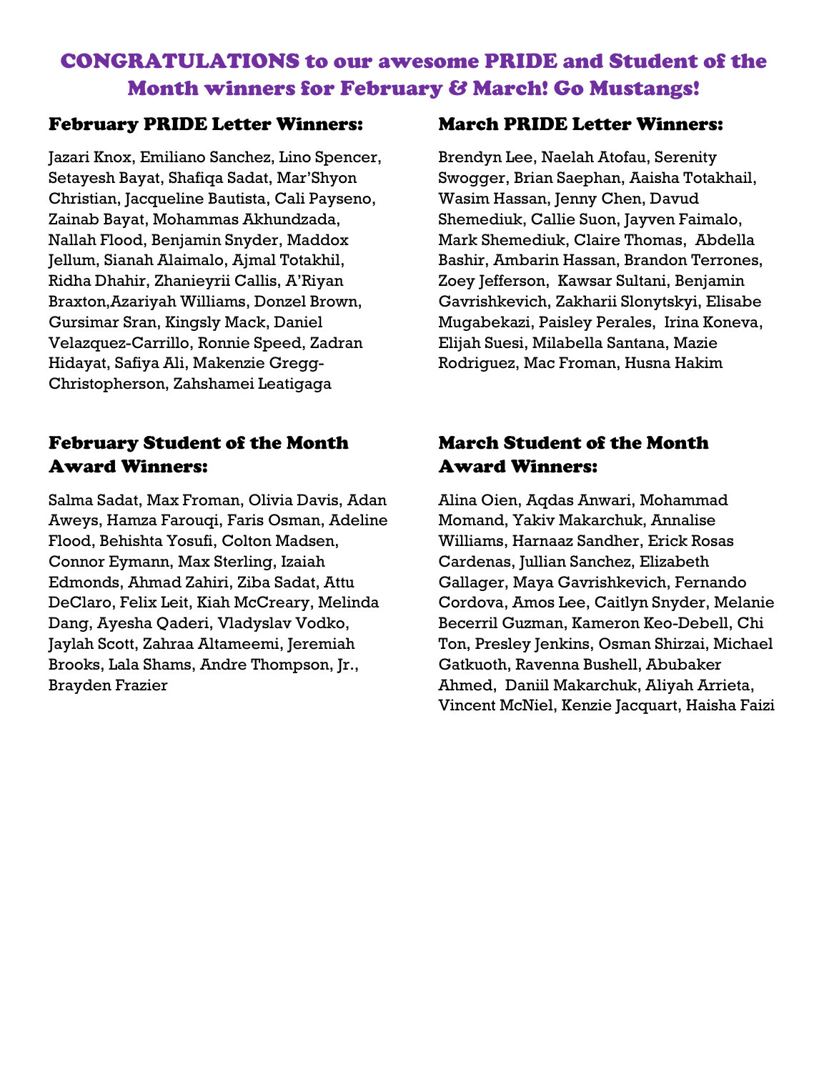# CONGRATULATIONS to our awesome PRIDE and Student of the Month winners for February & March! Go Mustangs!

## February PRIDE Letter Winners:

Jazari Knox, Emiliano Sanchez, Lino Spencer, Setayesh Bayat, Shafiqa Sadat, Mar'Shyon Christian, Jacqueline Bautista, Cali Payseno, Zainab Bayat, Mohammas Akhundzada, Nallah Flood, Benjamin Snyder, Maddox Jellum, Sianah Alaimalo, Ajmal Totakhil, Ridha Dhahir, Zhanieyrii Callis, A'Riyan Braxton,Azariyah Williams, Donzel Brown, Gursimar Sran, Kingsly Mack, Daniel Velazquez-Carrillo, Ronnie Speed, Zadran Hidayat, Safiya Ali, Makenzie Gregg-Christopherson, Zahshamei Leatigaga

## February Student of the Month Award Winners:

Salma Sadat, Max Froman, Olivia Davis, Adan Aweys, Hamza Farouqi, Faris Osman, Adeline Flood, Behishta Yosufi, Colton Madsen, Connor Eymann, Max Sterling, Izaiah Edmonds, Ahmad Zahiri, Ziba Sadat, Attu DeClaro, Felix Leit, Kiah McCreary, Melinda Dang, Ayesha Qaderi, Vladyslav Vodko, Jaylah Scott, Zahraa Altameemi, Jeremiah Brooks, Lala Shams, Andre Thompson, Jr., Brayden Frazier

## March PRIDE Letter Winners:

Brendyn Lee, Naelah Atofau, Serenity Swogger, Brian Saephan, Aaisha Totakhail, Wasim Hassan, Jenny Chen, Davud Shemediuk, Callie Suon, Jayven Faimalo, Mark Shemediuk, Claire Thomas, Abdella Bashir, Ambarin Hassan, Brandon Terrones, Zoey Jefferson, Kawsar Sultani, Benjamin Gavrishkevich, Zakharii Slonytskyi, Elisabe Mugabekazi, Paisley Perales, Irina Koneva, Elijah Suesi, Milabella Santana, Mazie Rodriguez, Mac Froman, Husna Hakim

## March Student of the Month Award Winners:

Alina Oien, Aqdas Anwari, Mohammad Momand, Yakiv Makarchuk, Annalise Williams, Harnaaz Sandher, Erick Rosas Cardenas, Jullian Sanchez, Elizabeth Gallager, Maya Gavrishkevich, Fernando Cordova, Amos Lee, Caitlyn Snyder, Melanie Becerril Guzman, Kameron Keo-Debell, Chi Ton, Presley Jenkins, Osman Shirzai, Michael Gatkuoth, Ravenna Bushell, Abubaker Ahmed, Daniil Makarchuk, Aliyah Arrieta, Vincent McNiel, Kenzie Jacquart, Haisha Faizi